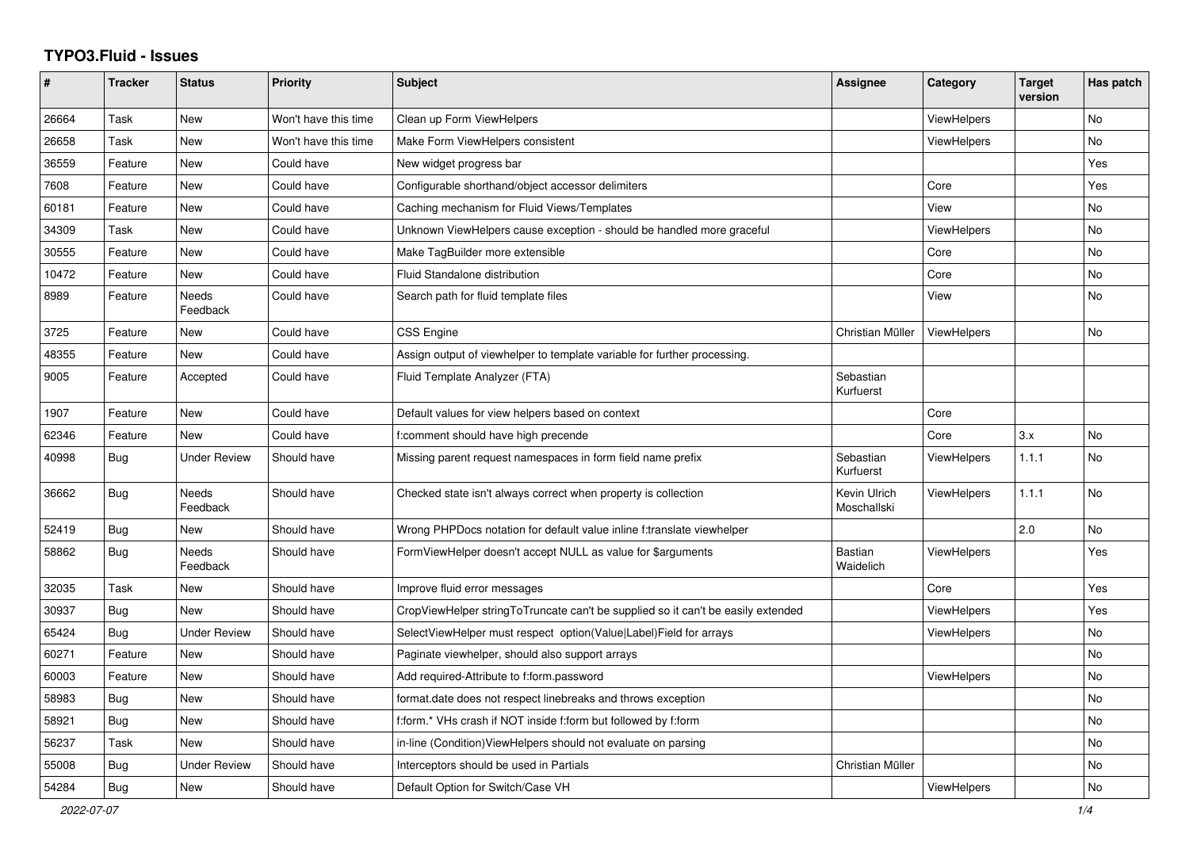# TYPO3.Fluid - Issues

| # | Tracker | Status | Priority | Subject | Assignee | Category | Target version | Has patch |
|---|---|---|---|---|---|---|---|---|
| 26664 | Task | New | Won't have this time | Clean up Form ViewHelpers | | ViewHelpers | | No |
| 26658 | Task | New | Won't have this time | Make Form ViewHelpers consistent | | ViewHelpers | | No |
| 36559 | Feature | New | Could have | New widget progress bar | | | | Yes |
| 7608 | Feature | New | Could have | Configurable shorthand/object accessor delimiters | | Core | | Yes |
| 60181 | Feature | New | Could have | Caching mechanism for Fluid Views/Templates | | View | | No |
| 34309 | Task | New | Could have | Unknown ViewHelpers cause exception - should be handled more graceful | | ViewHelpers | | No |
| 30555 | Feature | New | Could have | Make TagBuilder more extensible | | Core | | No |
| 10472 | Feature | New | Could have | Fluid Standalone distribution | | Core | | No |
| 8989 | Feature | Needs Feedback | Could have | Search path for fluid template files | | View | | No |
| 3725 | Feature | New | Could have | CSS Engine | Christian Müller | ViewHelpers | | No |
| 48355 | Feature | New | Could have | Assign output of viewhelper to template variable for further processing. | | | | |
| 9005 | Feature | Accepted | Could have | Fluid Template Analyzer (FTA) | Sebastian Kurfuerst | | | |
| 1907 | Feature | New | Could have | Default values for view helpers based on context | | Core | | |
| 62346 | Feature | New | Could have | f:comment should have high precende | | Core | 3.x | No |
| 40998 | Bug | Under Review | Should have | Missing parent request namespaces in form field name prefix | Sebastian Kurfuerst | ViewHelpers | 1.1.1 | No |
| 36662 | Bug | Needs Feedback | Should have | Checked state isn't always correct when property is collection | Kevin Ulrich Moschallski | ViewHelpers | 1.1.1 | No |
| 52419 | Bug | New | Should have | Wrong PHPDocs notation for default value inline f:translate viewhelper | | | 2.0 | No |
| 58862 | Bug | Needs Feedback | Should have | FormViewHelper doesn't accept NULL as value for $arguments | Bastian Waidelich | ViewHelpers | | Yes |
| 32035 | Task | New | Should have | Improve fluid error messages | | Core | | Yes |
| 30937 | Bug | New | Should have | CropViewHelper stringToTruncate can't be supplied so it can't be easily extended | | ViewHelpers | | Yes |
| 65424 | Bug | Under Review | Should have | SelectViewHelper must respect option(Value\|Label)Field for arrays | | ViewHelpers | | No |
| 60271 | Feature | New | Should have | Paginate viewhelper, should also support arrays | | | | No |
| 60003 | Feature | New | Should have | Add required-Attribute to f:form.password | | ViewHelpers | | No |
| 58983 | Bug | New | Should have | format.date does not respect linebreaks and throws exception | | | | No |
| 58921 | Bug | New | Should have | f:form.* VHs crash if NOT inside f:form but followed by f:form | | | | No |
| 56237 | Task | New | Should have | in-line (Condition)ViewHelpers should not evaluate on parsing | | | | No |
| 55008 | Bug | Under Review | Should have | Interceptors should be used in Partials | Christian Müller | | | No |
| 54284 | Bug | New | Should have | Default Option for Switch/Case VH | | ViewHelpers | | No |

2022-07-07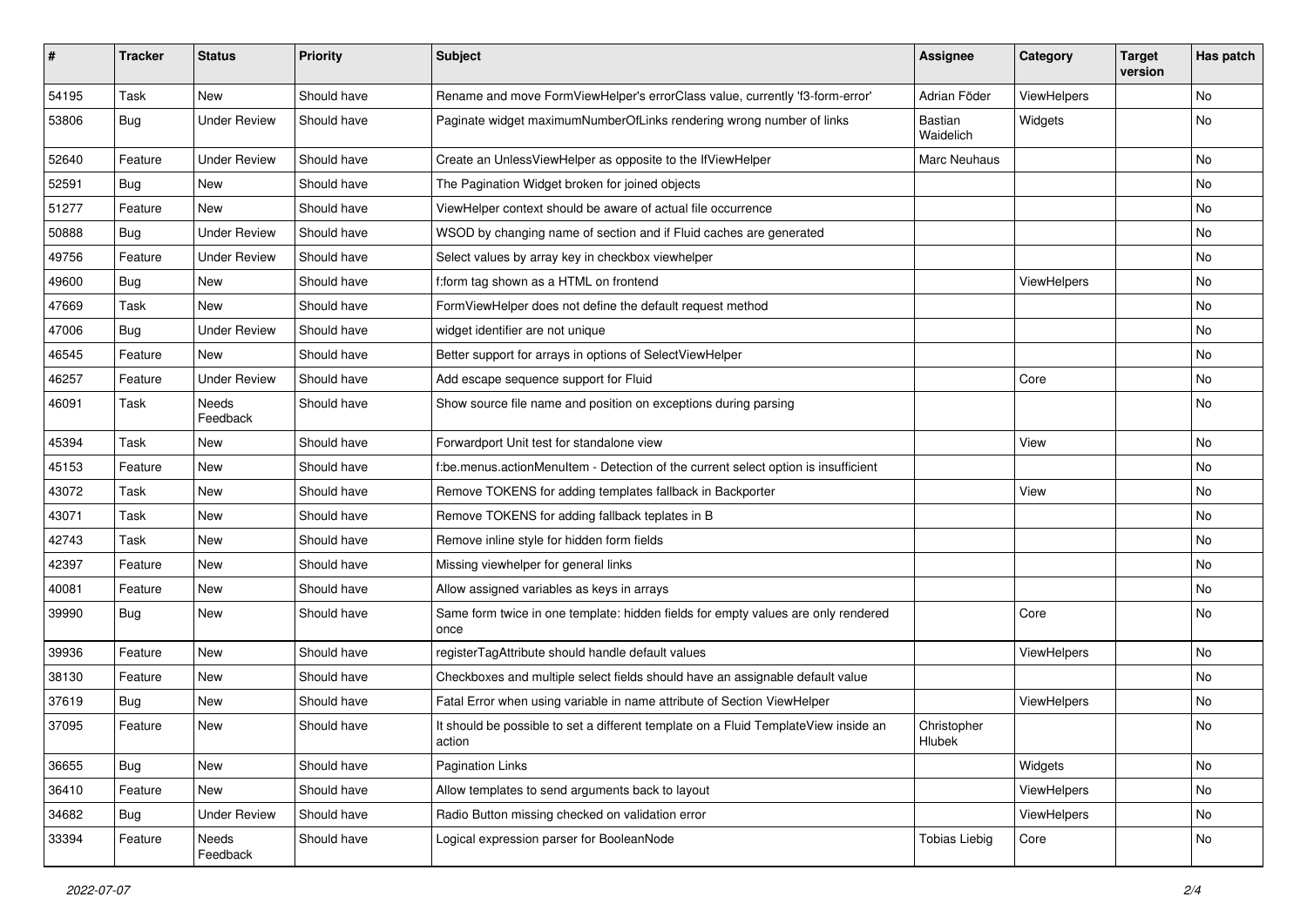| # | Tracker | Status | Priority | Subject | Assignee | Category | Target version | Has patch |
|---|---|---|---|---|---|---|---|---|
| 54195 | Task | New | Should have | Rename and move FormViewHelper's errorClass value, currently 'f3-form-error' | Adrian Föder | ViewHelpers | | No |
| 53806 | Bug | Under Review | Should have | Paginate widget maximumNumberOfLinks rendering wrong number of links | Bastian Waidelich | Widgets | | No |
| 52640 | Feature | Under Review | Should have | Create an UnlessViewHelper as opposite to the IfViewHelper | Marc Neuhaus | | | No |
| 52591 | Bug | New | Should have | The Pagination Widget broken for joined objects | | | | No |
| 51277 | Feature | New | Should have | ViewHelper context should be aware of actual file occurrence | | | | No |
| 50888 | Bug | Under Review | Should have | WSOD by changing name of section and if Fluid caches are generated | | | | No |
| 49756 | Feature | Under Review | Should have | Select values by array key in checkbox viewhelper | | | | No |
| 49600 | Bug | New | Should have | f:form tag shown as a HTML on frontend | | ViewHelpers | | No |
| 47669 | Task | New | Should have | FormViewHelper does not define the default request method | | | | No |
| 47006 | Bug | Under Review | Should have | widget identifier are not unique | | | | No |
| 46545 | Feature | New | Should have | Better support for arrays in options of SelectViewHelper | | | | No |
| 46257 | Feature | Under Review | Should have | Add escape sequence support for Fluid | | Core | | No |
| 46091 | Task | Needs Feedback | Should have | Show source file name and position on exceptions during parsing | | | | No |
| 45394 | Task | New | Should have | Forwardport Unit test for standalone view | | View | | No |
| 45153 | Feature | New | Should have | f:be.menus.actionMenuItem - Detection of the current select option is insufficient | | | | No |
| 43072 | Task | New | Should have | Remove TOKENS for adding templates fallback in Backporter | | View | | No |
| 43071 | Task | New | Should have | Remove TOKENS for adding fallback teplates in B | | | | No |
| 42743 | Task | New | Should have | Remove inline style for hidden form fields | | | | No |
| 42397 | Feature | New | Should have | Missing viewhelper for general links | | | | No |
| 40081 | Feature | New | Should have | Allow assigned variables as keys in arrays | | | | No |
| 39990 | Bug | New | Should have | Same form twice in one template: hidden fields for empty values are only rendered once | | Core | | No |
| 39936 | Feature | New | Should have | registerTagAttribute should handle default values | | ViewHelpers | | No |
| 38130 | Feature | New | Should have | Checkboxes and multiple select fields should have an assignable default value | | | | No |
| 37619 | Bug | New | Should have | Fatal Error when using variable in name attribute of Section ViewHelper | | ViewHelpers | | No |
| 37095 | Feature | New | Should have | It should be possible to set a different template on a Fluid TemplateView inside an action | Christopher Hlubek | | | No |
| 36655 | Bug | New | Should have | Pagination Links | | Widgets | | No |
| 36410 | Feature | New | Should have | Allow templates to send arguments back to layout | | ViewHelpers | | No |
| 34682 | Bug | Under Review | Should have | Radio Button missing checked on validation error | | ViewHelpers | | No |
| 33394 | Feature | Needs Feedback | Should have | Logical expression parser for BooleanNode | Tobias Liebig | Core | | No |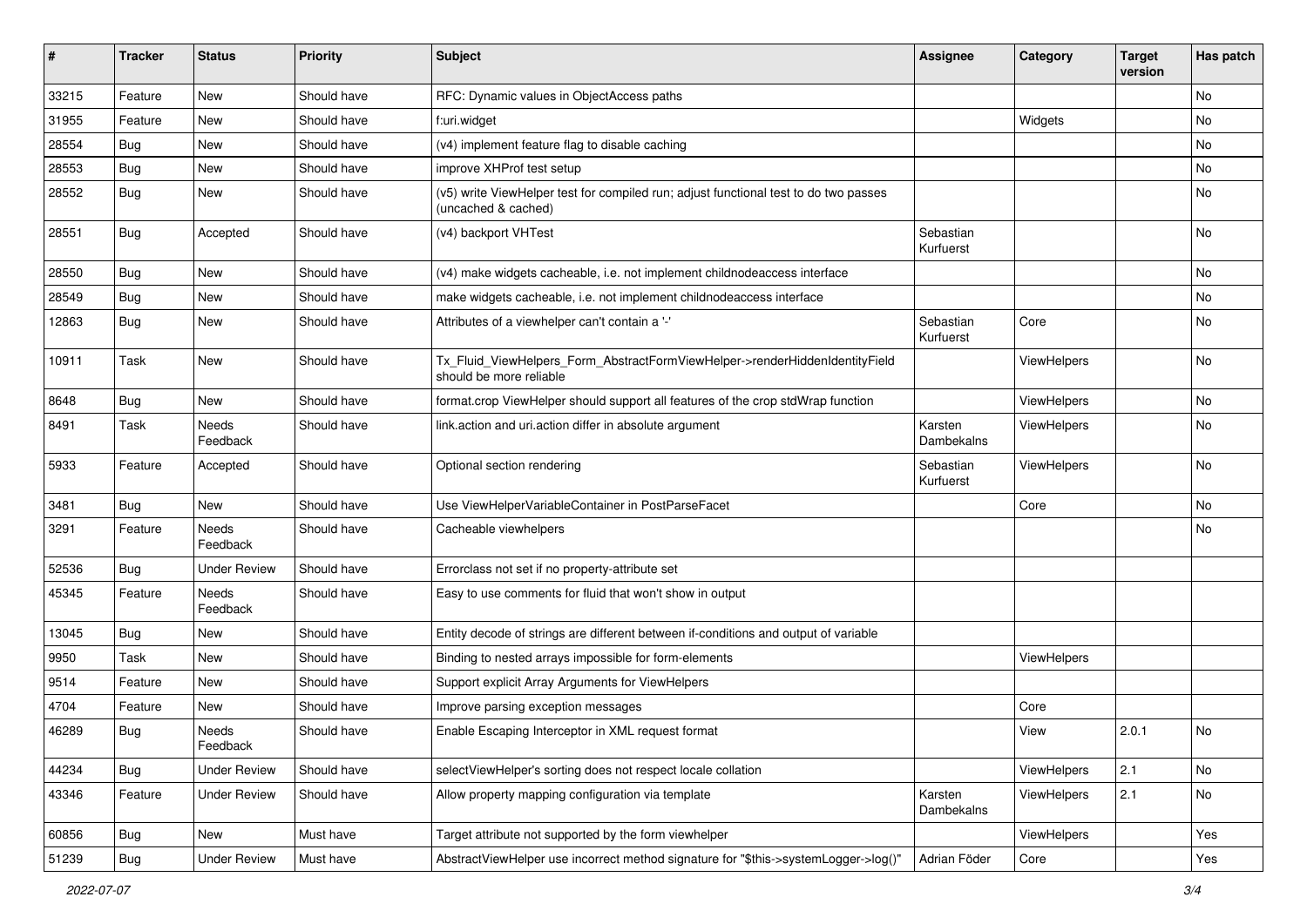| # | Tracker | Status | Priority | Subject | Assignee | Category | Target version | Has patch |
|---|---|---|---|---|---|---|---|---|
| 33215 | Feature | New | Should have | RFC: Dynamic values in ObjectAccess paths | | | | No |
| 31955 | Feature | New | Should have | f:uri.widget | | Widgets | | No |
| 28554 | Bug | New | Should have | (v4) implement feature flag to disable caching | | | | No |
| 28553 | Bug | New | Should have | improve XHProf test setup | | | | No |
| 28552 | Bug | New | Should have | (v5) write ViewHelper test for compiled run; adjust functional test to do two passes (uncached & cached) | | | | No |
| 28551 | Bug | Accepted | Should have | (v4) backport VHTest | Sebastian Kurfuerst | | | No |
| 28550 | Bug | New | Should have | (v4) make widgets cacheable, i.e. not implement childnodeaccess interface | | | | No |
| 28549 | Bug | New | Should have | make widgets cacheable, i.e. not implement childnodeaccess interface | | | | No |
| 12863 | Bug | New | Should have | Attributes of a viewhelper can't contain a '-' | Sebastian Kurfuerst | Core | | No |
| 10911 | Task | New | Should have | Tx_Fluid_ViewHelpers_Form_AbstractFormViewHelper->renderHiddenIdentityField should be more reliable | | ViewHelpers | | No |
| 8648 | Bug | New | Should have | format.crop ViewHelper should support all features of the crop stdWrap function | | ViewHelpers | | No |
| 8491 | Task | Needs Feedback | Should have | link.action and uri.action differ in absolute argument | Karsten Dambekalns | ViewHelpers | | No |
| 5933 | Feature | Accepted | Should have | Optional section rendering | Sebastian Kurfuerst | ViewHelpers | | No |
| 3481 | Bug | New | Should have | Use ViewHelperVariableContainer in PostParseFacet | | Core | | No |
| 3291 | Feature | Needs Feedback | Should have | Cacheable viewhelpers | | | | No |
| 52536 | Bug | Under Review | Should have | Errorclass not set if no property-attribute set | | | | |
| 45345 | Feature | Needs Feedback | Should have | Easy to use comments for fluid that won't show in output | | | | |
| 13045 | Bug | New | Should have | Entity decode of strings are different between if-conditions and output of variable | | | | |
| 9950 | Task | New | Should have | Binding to nested arrays impossible for form-elements | | ViewHelpers | | |
| 9514 | Feature | New | Should have | Support explicit Array Arguments for ViewHelpers | | | | |
| 4704 | Feature | New | Should have | Improve parsing exception messages | | Core | | |
| 46289 | Bug | Needs Feedback | Should have | Enable Escaping Interceptor in XML request format | | View | 2.0.1 | No |
| 44234 | Bug | Under Review | Should have | selectViewHelper's sorting does not respect locale collation | | ViewHelpers | 2.1 | No |
| 43346 | Feature | Under Review | Should have | Allow property mapping configuration via template | Karsten Dambekalns | ViewHelpers | 2.1 | No |
| 60856 | Bug | New | Must have | Target attribute not supported by the form viewhelper | | ViewHelpers | | Yes |
| 51239 | Bug | Under Review | Must have | AbstractViewHelper use incorrect method signature for "$this->systemLogger->log()" | Adrian Föder | Core | | Yes |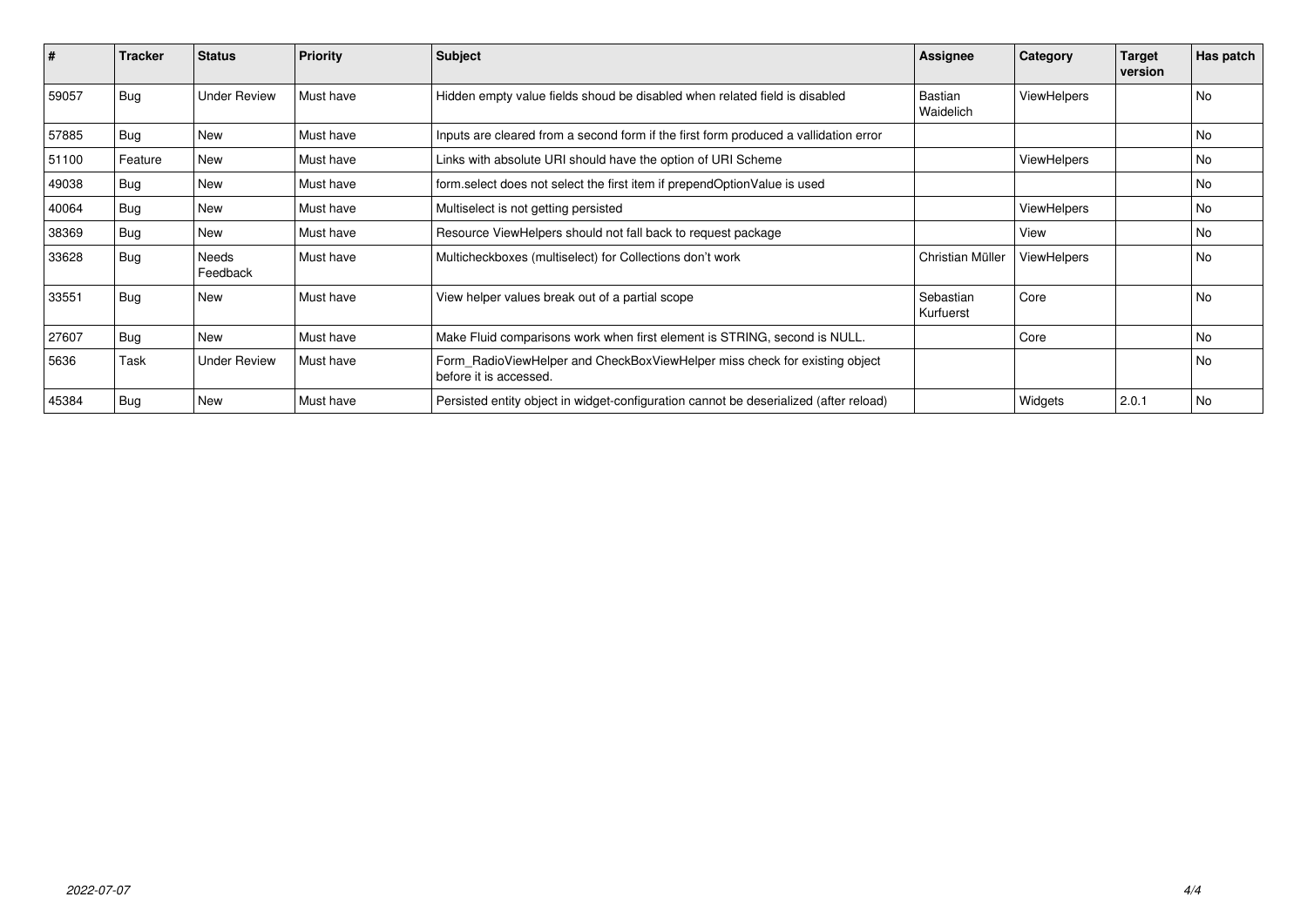| # | Tracker | Status | Priority | Subject | Assignee | Category | Target version | Has patch |
|---|---|---|---|---|---|---|---|---|
| 59057 | Bug | Under Review | Must have | Hidden empty value fields shoud be disabled when related field is disabled | Bastian Waidelich | ViewHelpers | | No |
| 57885 | Bug | New | Must have | Inputs are cleared from a second form if the first form produced a vallidation error | | | | No |
| 51100 | Feature | New | Must have | Links with absolute URI should have the option of URI Scheme | | ViewHelpers | | No |
| 49038 | Bug | New | Must have | form.select does not select the first item if prependOptionValue is used | | | | No |
| 40064 | Bug | New | Must have | Multiselect is not getting persisted | | ViewHelpers | | No |
| 38369 | Bug | New | Must have | Resource ViewHelpers should not fall back to request package | | View | | No |
| 33628 | Bug | Needs Feedback | Must have | Multicheckboxes (multiselect) for Collections don't work | Christian Müller | ViewHelpers | | No |
| 33551 | Bug | New | Must have | View helper values break out of a partial scope | Sebastian Kurfuerst | Core | | No |
| 27607 | Bug | New | Must have | Make Fluid comparisons work when first element is STRING, second is NULL. | | Core | | No |
| 5636 | Task | Under Review | Must have | Form_RadioViewHelper and CheckBoxViewHelper miss check for existing object before it is accessed. | | | | No |
| 45384 | Bug | New | Must have | Persisted entity object in widget-configuration cannot be deserialized (after reload) | | Widgets | 2.0.1 | No |